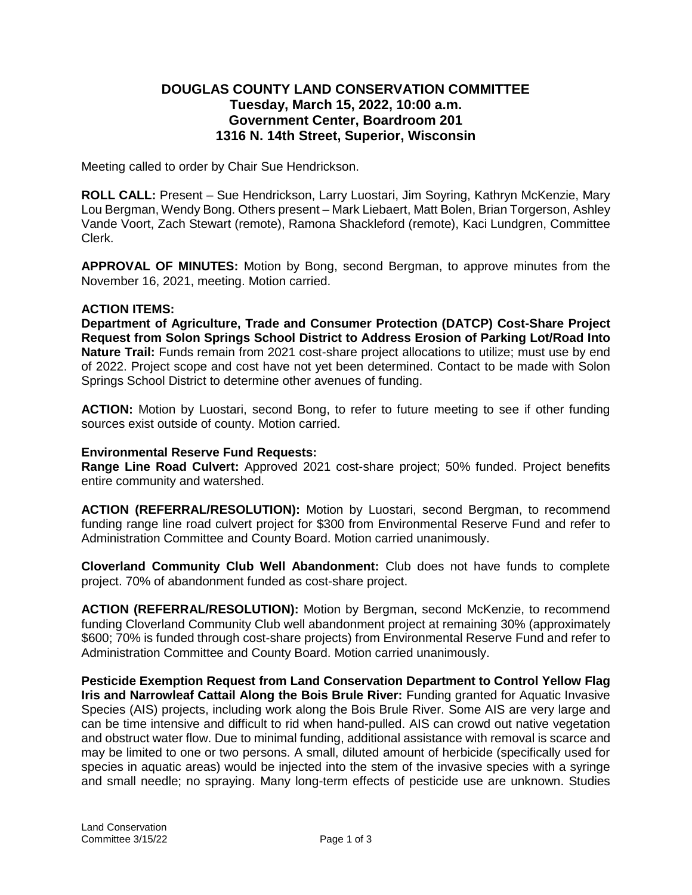## DOUGLAS COUNTY LAND CONSERVATION COMMITTEE
## Tuesday, March 15, 2022, 10:00 a.m.
## Government Center, Boardroom 201
## 1316 N. 14th Street, Superior, Wisconsin

Meeting called to order by Chair Sue Hendrickson.

**ROLL CALL:** Present – Sue Hendrickson, Larry Luostari, Jim Soyring, Kathryn McKenzie, Mary Lou Bergman, Wendy Bong. Others present – Mark Liebaert, Matt Bolen, Brian Torgerson, Ashley Vande Voort, Zach Stewart (remote), Ramona Shackleford (remote), Kaci Lundgren, Committee Clerk.

**APPROVAL OF MINUTES:** Motion by Bong, second Bergman, to approve minutes from the November 16, 2021, meeting. Motion carried.

**ACTION ITEMS:**

**Department of Agriculture, Trade and Consumer Protection (DATCP) Cost-Share Project Request from Solon Springs School District to Address Erosion of Parking Lot/Road Into Nature Trail:** Funds remain from 2021 cost-share project allocations to utilize; must use by end of 2022. Project scope and cost have not yet been determined. Contact to be made with Solon Springs School District to determine other avenues of funding.

**ACTION:** Motion by Luostari, second Bong, to refer to future meeting to see if other funding sources exist outside of county. Motion carried.

**Environmental Reserve Fund Requests:**

**Range Line Road Culvert:** Approved 2021 cost-share project; 50% funded. Project benefits entire community and watershed.

**ACTION (REFERRAL/RESOLUTION):** Motion by Luostari, second Bergman, to recommend funding range line road culvert project for $300 from Environmental Reserve Fund and refer to Administration Committee and County Board. Motion carried unanimously.

**Cloverland Community Club Well Abandonment:** Club does not have funds to complete project. 70% of abandonment funded as cost-share project.

**ACTION (REFERRAL/RESOLUTION):** Motion by Bergman, second McKenzie, to recommend funding Cloverland Community Club well abandonment project at remaining 30% (approximately $600; 70% is funded through cost-share projects) from Environmental Reserve Fund and refer to Administration Committee and County Board. Motion carried unanimously.

**Pesticide Exemption Request from Land Conservation Department to Control Yellow Flag Iris and Narrowleaf Cattail Along the Bois Brule River:** Funding granted for Aquatic Invasive Species (AIS) projects, including work along the Bois Brule River. Some AIS are very large and can be time intensive and difficult to rid when hand-pulled. AIS can crowd out native vegetation and obstruct water flow. Due to minimal funding, additional assistance with removal is scarce and may be limited to one or two persons. A small, diluted amount of herbicide (specifically used for species in aquatic areas) would be injected into the stem of the invasive species with a syringe and small needle; no spraying. Many long-term effects of pesticide use are unknown. Studies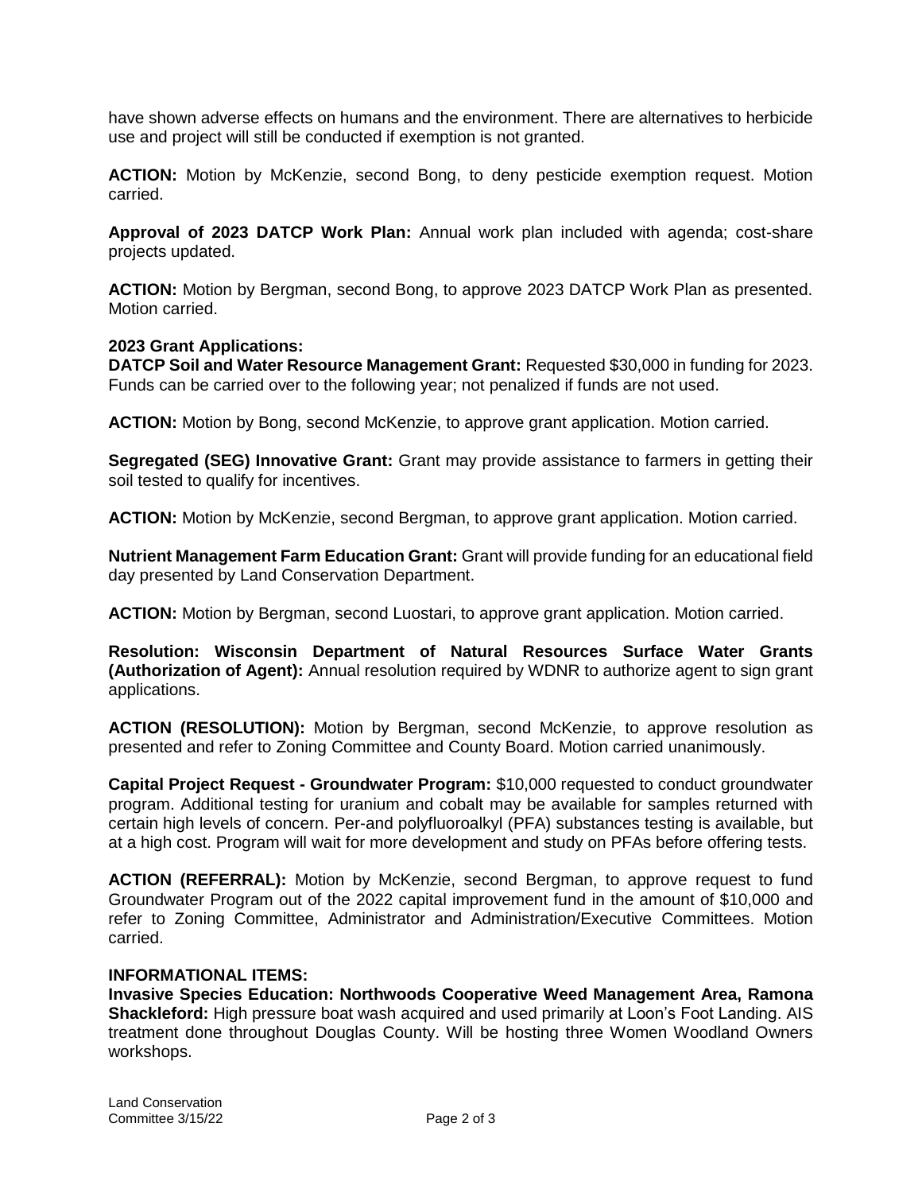have shown adverse effects on humans and the environment. There are alternatives to herbicide use and project will still be conducted if exemption is not granted.

**ACTION:** Motion by McKenzie, second Bong, to deny pesticide exemption request. Motion carried.

**Approval of 2023 DATCP Work Plan:** Annual work plan included with agenda; cost-share projects updated.

**ACTION:** Motion by Bergman, second Bong, to approve 2023 DATCP Work Plan as presented. Motion carried.

**2023 Grant Applications:**
**DATCP Soil and Water Resource Management Grant:** Requested $30,000 in funding for 2023. Funds can be carried over to the following year; not penalized if funds are not used.

**ACTION:** Motion by Bong, second McKenzie, to approve grant application. Motion carried.

**Segregated (SEG) Innovative Grant:** Grant may provide assistance to farmers in getting their soil tested to qualify for incentives.

**ACTION:** Motion by McKenzie, second Bergman, to approve grant application. Motion carried.

**Nutrient Management Farm Education Grant:** Grant will provide funding for an educational field day presented by Land Conservation Department.

**ACTION:** Motion by Bergman, second Luostari, to approve grant application. Motion carried.

**Resolution: Wisconsin Department of Natural Resources Surface Water Grants (Authorization of Agent):** Annual resolution required by WDNR to authorize agent to sign grant applications.

**ACTION (RESOLUTION):** Motion by Bergman, second McKenzie, to approve resolution as presented and refer to Zoning Committee and County Board. Motion carried unanimously.

**Capital Project Request - Groundwater Program:** $10,000 requested to conduct groundwater program. Additional testing for uranium and cobalt may be available for samples returned with certain high levels of concern. Per-and polyfluoroalkyl (PFA) substances testing is available, but at a high cost. Program will wait for more development and study on PFAs before offering tests.

**ACTION (REFERRAL):** Motion by McKenzie, second Bergman, to approve request to fund Groundwater Program out of the 2022 capital improvement fund in the amount of $10,000 and refer to Zoning Committee, Administrator and Administration/Executive Committees. Motion carried.

**INFORMATIONAL ITEMS:**
**Invasive Species Education: Northwoods Cooperative Weed Management Area, Ramona Shackleford:** High pressure boat wash acquired and used primarily at Loon's Foot Landing. AIS treatment done throughout Douglas County. Will be hosting three Women Woodland Owners workshops.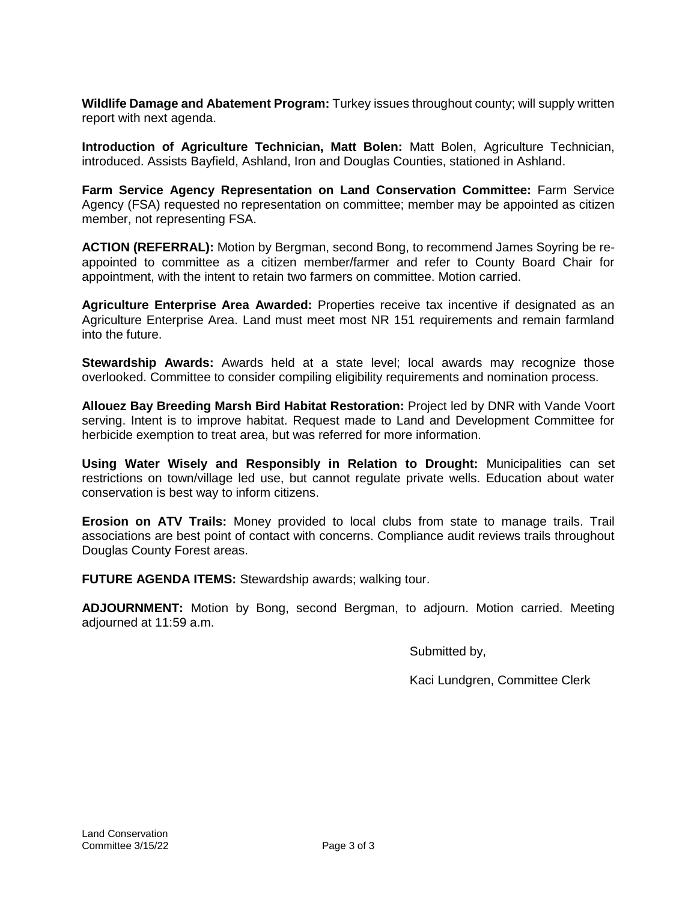**Wildlife Damage and Abatement Program:** Turkey issues throughout county; will supply written report with next agenda.

**Introduction of Agriculture Technician, Matt Bolen:** Matt Bolen, Agriculture Technician, introduced. Assists Bayfield, Ashland, Iron and Douglas Counties, stationed in Ashland.

**Farm Service Agency Representation on Land Conservation Committee:** Farm Service Agency (FSA) requested no representation on committee; member may be appointed as citizen member, not representing FSA.

**ACTION (REFERRAL):** Motion by Bergman, second Bong, to recommend James Soyring be re-appointed to committee as a citizen member/farmer and refer to County Board Chair for appointment, with the intent to retain two farmers on committee. Motion carried.

**Agriculture Enterprise Area Awarded:** Properties receive tax incentive if designated as an Agriculture Enterprise Area. Land must meet most NR 151 requirements and remain farmland into the future.

**Stewardship Awards:** Awards held at a state level; local awards may recognize those overlooked. Committee to consider compiling eligibility requirements and nomination process.

**Allouez Bay Breeding Marsh Bird Habitat Restoration:** Project led by DNR with Vande Voort serving. Intent is to improve habitat. Request made to Land and Development Committee for herbicide exemption to treat area, but was referred for more information.

**Using Water Wisely and Responsibly in Relation to Drought:** Municipalities can set restrictions on town/village led use, but cannot regulate private wells. Education about water conservation is best way to inform citizens.

**Erosion on ATV Trails:** Money provided to local clubs from state to manage trails. Trail associations are best point of contact with concerns. Compliance audit reviews trails throughout Douglas County Forest areas.

**FUTURE AGENDA ITEMS:** Stewardship awards; walking tour.

**ADJOURNMENT:** Motion by Bong, second Bergman, to adjourn. Motion carried. Meeting adjourned at 11:59 a.m.

Submitted by,

Kaci Lundgren, Committee Clerk